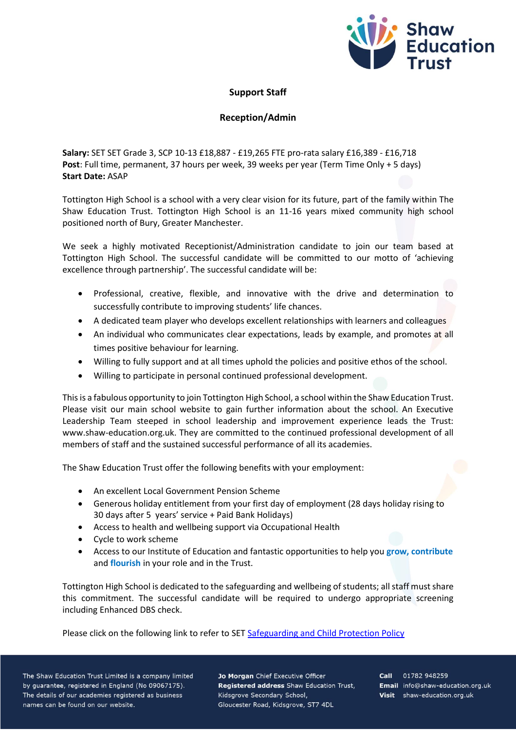## Support Staff

## Reception/Admin

**Salary:** SET SET Grade 3, SCP 10-13 £18,887 - £19,265 FTE pro-rata salary £16,389 - £16,718
**Post**: Full time, permanent, 37 hours per week, 39 weeks per year (Term Time Only + 5 days)
**Start Date:** ASAP

Tottington High School is a school with a very clear vision for its future, part of the family within The Shaw Education Trust. Tottington High School is an 11-16 years mixed community high school positioned north of Bury, Greater Manchester.

We seek a highly motivated Receptionist/Administration candidate to join our team based at Tottington High School. The successful candidate will be committed to our motto of 'achieving excellence through partnership'. The successful candidate will be:

- Professional, creative, flexible, and innovative with the drive and determination to successfully contribute to improving students' life chances.
- A dedicated team player who develops excellent relationships with learners and colleagues
- An individual who communicates clear expectations, leads by example, and promotes at all times positive behaviour for learning.
- Willing to fully support and at all times uphold the policies and positive ethos of the school.
- Willing to participate in personal continued professional development.

This is a fabulous opportunity to join Tottington High School, a school within the Shaw Education Trust. Please visit our main school website to gain further information about the school. An Executive Leadership Team steeped in school leadership and improvement experience leads the Trust: www.shaw-education.org.uk. They are committed to the continued professional development of all members of staff and the sustained successful performance of all its academies.

The Shaw Education Trust offer the following benefits with your employment:

- An excellent Local Government Pension Scheme
- Generous holiday entitlement from your first day of employment (28 days holiday rising to 30 days after 5 years' service + Paid Bank Holidays)
- Access to health and wellbeing support via Occupational Health
- Cycle to work scheme
- Access to our Institute of Education and fantastic opportunities to help you **grow, contribute** and **flourish** in your role and in the Trust.

Tottington High School is dedicated to the safeguarding and wellbeing of students; all staff must share this commitment. The successful candidate will be required to undergo appropriate screening including Enhanced DBS check.

Please click on the following link to refer to SET [Safeguarding and Child Protection Policy]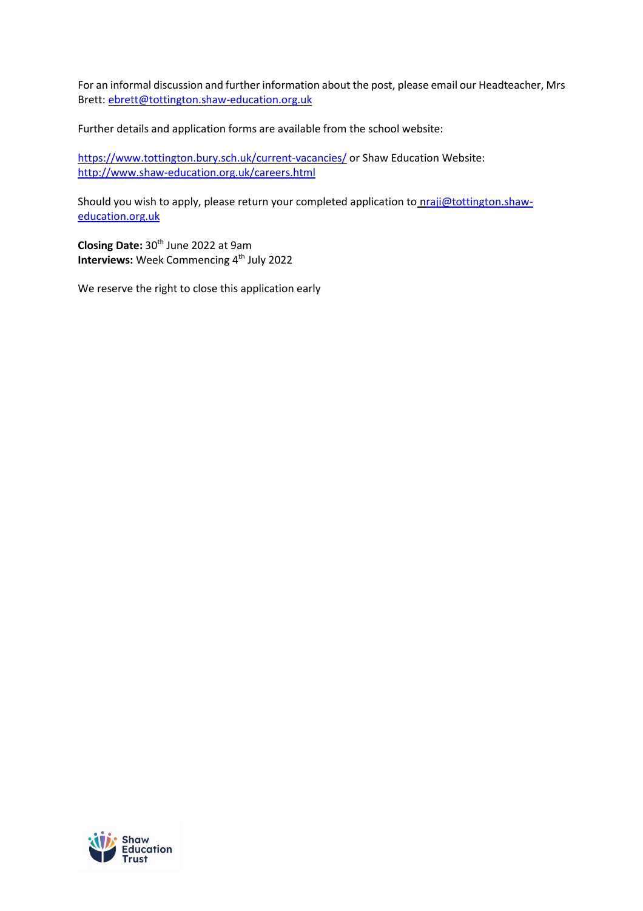For an informal discussion and further information about the post, please email our Headteacher, Mrs Brett: ebrett@tottington.shaw-education.org.uk

Further details and application forms are available from the school website:

https://www.tottington.bury.sch.uk/current-vacancies/ or Shaw Education Website: http://www.shaw-education.org.uk/careers.html

Should you wish to apply, please return your completed application to nraji@tottington.shaw-education.org.uk

**Closing Date:** 30th June 2022 at 9am
**Interviews:** Week Commencing 4th July 2022

We reserve the right to close this application early